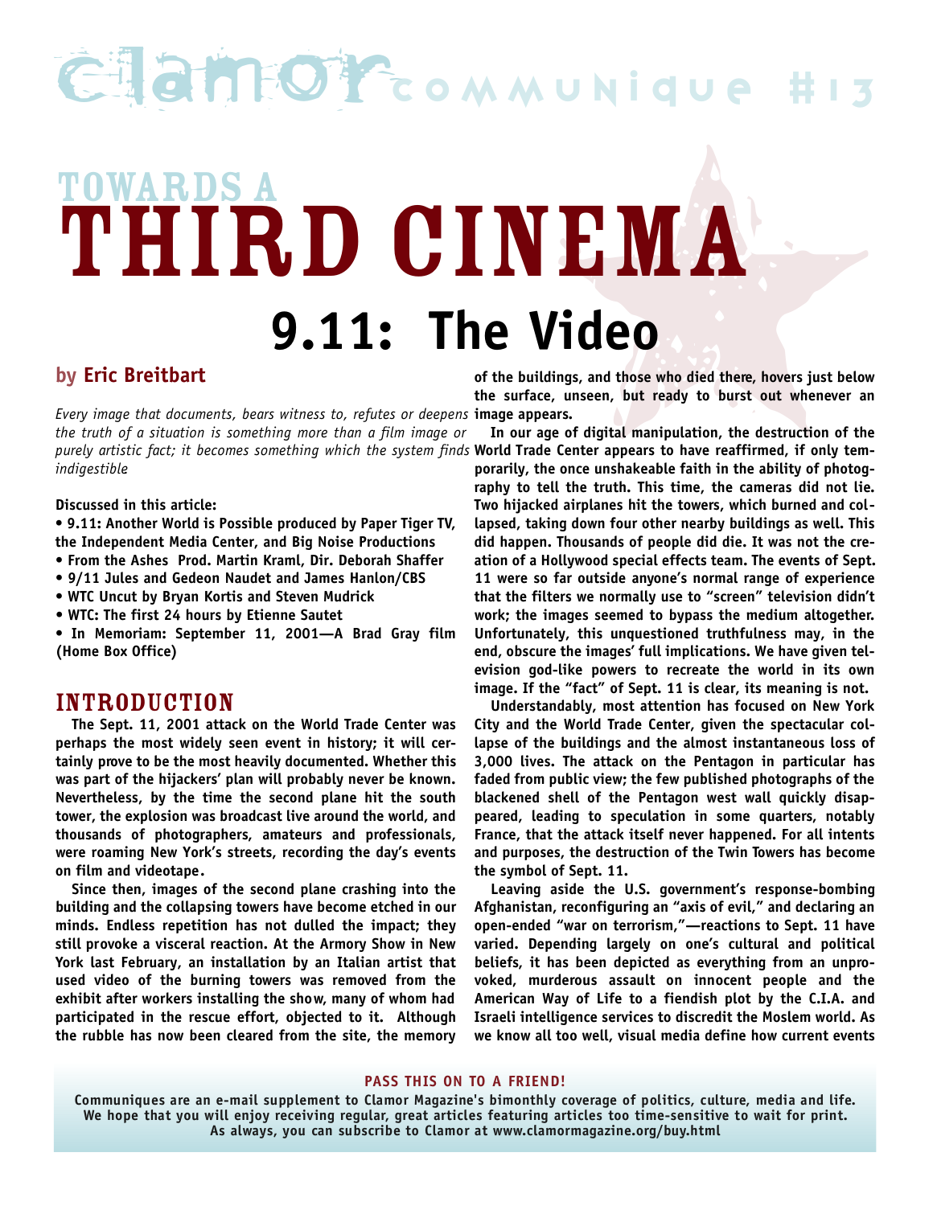# clamor COMMUNIQUE #13

## TOWARDS A THIRD CINEMA

# 9.11: The Video

**by Eric Breitbart**

*Every image that documents, bears witness to, refutes or deepens the truth of a situation is something more than a film image or purely artistic fact; it becomes something which the system finds indigestible*

**Discussed in this article:**

- **9.11: Another World is Possible produced by Paper Tiger TV, the Independent Media Center, and Big Noise Productions**
- **From the Ashes Prod. Martin Kraml, Dir. Deborah Shaffer**
- **9/11 Jules and Gedeon Naudet and James Hanlon/CBS**
- **WTC Uncut by Bryan Kortis and Steven Mudrick**
- **WTC: The first 24 hours by Etienne Sautet**
- **In Memoriam: September 11, 2001—A Brad Gray film (Home Box Office)**

## INTRODUCTION

The Sept. 11, 2001 attack on the World Trade Center was perhaps the most widely seen event in history; it will certainly prove to be the most heavily documented. Whether this was part of the hijackers' plan will probably never be known. Nevertheless, by the time the second plane hit the south tower, the explosion was broadcast live around the world, and thousands of photographers, amateurs and professionals, were roaming New York's streets, recording the day's events on film and videotape.

Since then, images of the second plane crashing into the building and the collapsing towers have become etched in our minds. Endless repetition has not dulled the impact; they still provoke a visceral reaction. At the Armory Show in New York last February, an installation by an Italian artist that used video of the burning towers was removed from the exhibit after workers installing the show, many of whom had participated in the rescue effort, objected to it. Although the rubble has now been cleared from the site, the memory of the buildings, and those who died there, hovers just below the surface, unseen, but ready to burst out whenever an image appears.

In our age of digital manipulation, the destruction of the World Trade Center appears to have reaffirmed, if only temporarily, the once unshakeable faith in the ability of photography to tell the truth. This time, the cameras did not lie. Two hijacked airplanes hit the towers, which burned and collapsed, taking down four other nearby buildings as well. This did happen. Thousands of people did die. It was not the creation of a Hollywood special effects team. The events of Sept. 11 were so far outside anyone's normal range of experience that the filters we normally use to "screen" television didn't work; the images seemed to bypass the medium altogether. Unfortunately, this unquestioned truthfulness may, in the end, obscure the images' full implications. We have given television god-like powers to recreate the world in its own image. If the "fact" of Sept. 11 is clear, its meaning is not.

Understandably, most attention has focused on New York City and the World Trade Center, given the spectacular collapse of the buildings and the almost instantaneous loss of 3,000 lives. The attack on the Pentagon in particular has faded from public view; the few published photographs of the blackened shell of the Pentagon west wall quickly disappeared, leading to speculation in some quarters, notably France, that the attack itself never happened. For all intents and purposes, the destruction of the Twin Towers has become the symbol of Sept. 11.

Leaving aside the U.S. government's response-bombing Afghanistan, reconfiguring an "axis of evil," and declaring an open-ended "war on terrorism,"—reactions to Sept. 11 have varied. Depending largely on one's cultural and political beliefs, it has been depicted as everything from an unprovoked, murderous assault on innocent people and the American Way of Life to a fiendish plot by the C.I.A. and Israeli intelligence services to discredit the Moslem world. As we know all too well, visual media define how current events

**PASS THIS ON TO A FRIEND!**

**Communiques are an e-mail supplement to Clamor Magazine's bimonthly coverage of politics, culture, media and life. We hope that you will enjoy receiving regular, great articles featuring articles too time-sensitive to wait for print. As always, you can subscribe to Clamor at www.clamormagazine.org/buy.html**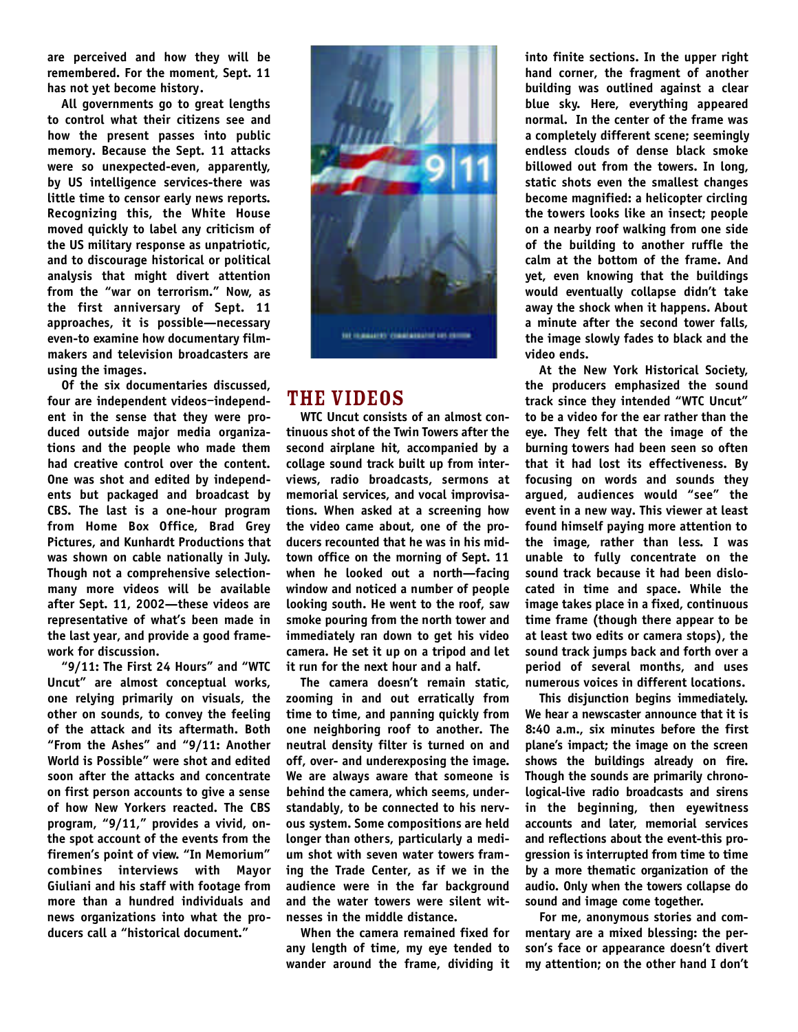are perceived and how they will be remembered. For the moment, Sept. 11 has not yet become history.

All governments go to great lengths to control what their citizens see and how the present passes into public memory. Because the Sept. 11 attacks were so unexpected-even, apparently, by US intelligence services-there was little time to censor early news reports. Recognizing this, the White House moved quickly to label any criticism of the US military response as unpatriotic, and to discourage historical or political analysis that might divert attention from the "war on terrorism." Now, as the first anniversary of Sept. 11 approaches, it is possible—necessary even-to examine how documentary filmmakers and television broadcasters are using the images.

Of the six documentaries discussed, four are independent videos–independent in the sense that they were produced outside major media organizations and the people who made them had creative control over the content. One was shot and edited by independents but packaged and broadcast by CBS. The last is a one-hour program from Home Box Office, Brad Grey Pictures, and Kunhardt Productions that was shown on cable nationally in July. Though not a comprehensive selection-many more videos will be available after Sept. 11, 2002—these videos are representative of what's been made in the last year, and provide a good framework for discussion.

"9/11: The First 24 Hours" and "WTC Uncut" are almost conceptual works, one relying primarily on visuals, the other on sounds, to convey the feeling of the attack and its aftermath. Both "From the Ashes" and "9/11: Another World is Possible" were shot and edited soon after the attacks and concentrate on first person accounts to give a sense of how New Yorkers reacted. The CBS program, "9/11," provides a vivid, on-the spot account of the events from the firemen's point of view. "In Memorium" combines interviews with Mayor Giuliani and his staff with footage from more than a hundred individuals and news organizations into what the producers call a "historical document."

## THE VIDEOS

WTC Uncut consists of an almost continuous shot of the Twin Towers after the second airplane hit, accompanied by a collage sound track built up from interviews, radio broadcasts, sermons at memorial services, and vocal improvisations. When asked at a screening how the video came about, one of the producers recounted that he was in his midtown office on the morning of Sept. 11 when he looked out a north—facing window and noticed a number of people looking south. He went to the roof, saw smoke pouring from the north tower and immediately ran down to get his video camera. He set it up on a tripod and let it run for the next hour and a half.

The camera doesn't remain static, zooming in and out erratically from time to time, and panning quickly from one neighboring roof to another. The neutral density filter is turned on and off, over- and underexposing the image. We are always aware that someone is behind the camera, which seems, understandably, to be connected to his nervous system. Some compositions are held longer than others, particularly a medium shot with seven water towers framing the Trade Center, as if we in the audience were in the far background and the water towers were silent witnesses in the middle distance.

When the camera remained fixed for any length of time, my eye tended to wander around the frame, dividing it into finite sections. In the upper right hand corner, the fragment of another building was outlined against a clear blue sky. Here, everything appeared normal. In the center of the frame was a completely different scene; seemingly endless clouds of dense black smoke billowed out from the towers. In long, static shots even the smallest changes become magnified: a helicopter circling the towers looks like an insect; people on a nearby roof walking from one side of the building to another ruffle the calm at the bottom of the frame. And yet, even knowing that the buildings would eventually collapse didn't take away the shock when it happens. About a minute after the second tower falls, the image slowly fades to black and the video ends.

At the New York Historical Society, the producers emphasized the sound track since they intended "WTC Uncut" to be a video for the ear rather than the eye. They felt that the image of the burning towers had been seen so often that it had lost its effectiveness. By focusing on words and sounds they argued, audiences would "see" the event in a new way. This viewer at least found himself paying more attention to the image, rather than less. I was unable to fully concentrate on the sound track because it had been dislocated in time and space. While the image takes place in a fixed, continuous time frame (though there appear to be at least two edits or camera stops), the sound track jumps back and forth over a period of several months, and uses numerous voices in different locations.

This disjunction begins immediately. We hear a newscaster announce that it is 8:40 a.m., six minutes before the first plane's impact; the image on the screen shows the buildings already on fire. Though the sounds are primarily chronological-live radio broadcasts and sirens in the beginning, then eyewitness accounts and later, memorial services and reflections about the event-this progression is interrupted from time to time by a more thematic organization of the audio. Only when the towers collapse do sound and image come together.

For me, anonymous stories and commentary are a mixed blessing: the person's face or appearance doesn't divert my attention; on the other hand I don't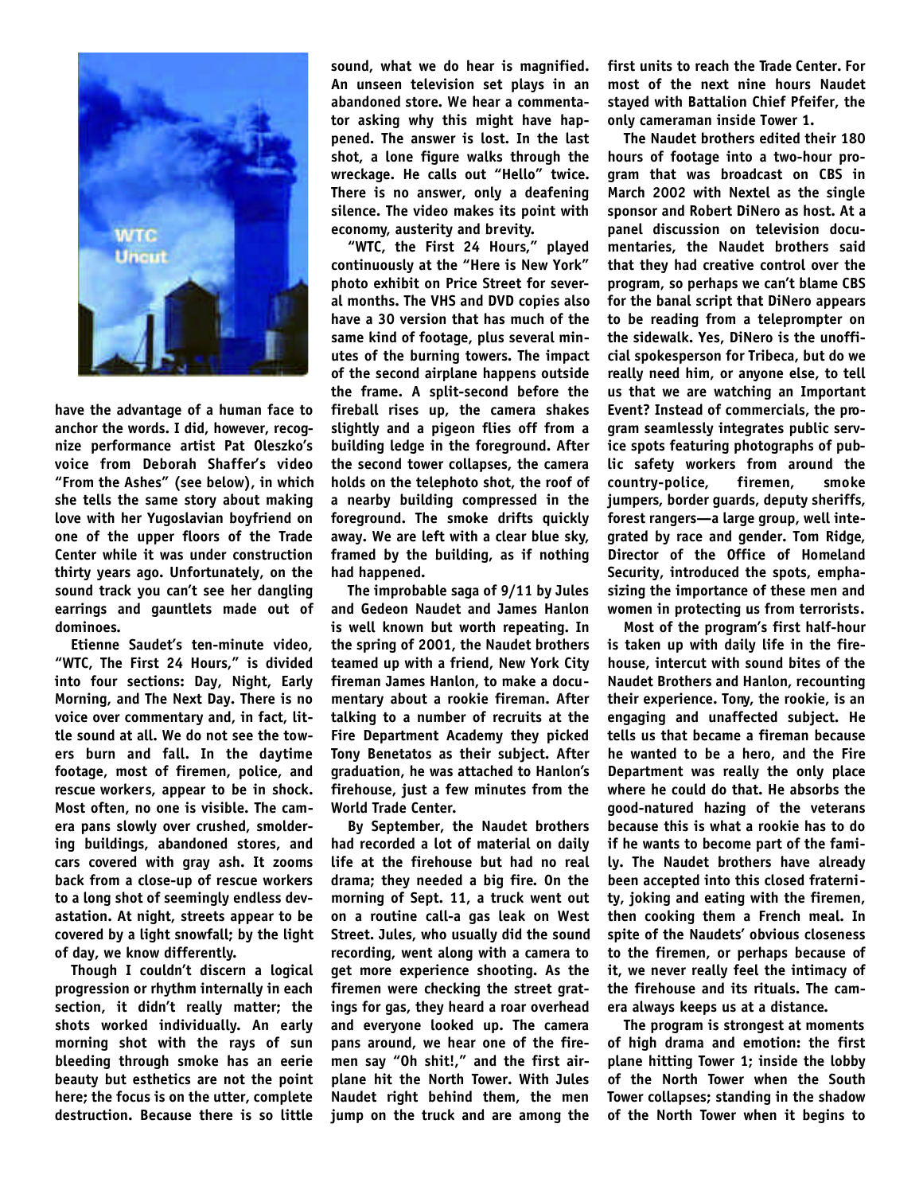have the advantage of a human face to anchor the words. I did, however, recognize performance artist Pat Oleszko's voice from Deborah Shaffer's video "From the Ashes" (see below), in which she tells the same story about making love with her Yugoslavian boyfriend on one of the upper floors of the Trade Center while it was under construction thirty years ago. Unfortunately, on the sound track you can't see her dangling earrings and gauntlets made out of dominoes.

Etienne Saudet's ten-minute video, "WTC, The First 24 Hours," is divided into four sections: Day, Night, Early Morning, and The Next Day. There is no voice over commentary and, in fact, little sound at all. We do not see the towers burn and fall. In the daytime footage, most of firemen, police, and rescue workers, appear to be in shock. Most often, no one is visible. The camera pans slowly over crushed, smoldering buildings, abandoned stores, and cars covered with gray ash. It zooms back from a close-up of rescue workers to a long shot of seemingly endless devastation. At night, streets appear to be covered by a light snowfall; by the light of day, we know differently.

Though I couldn't discern a logical progression or rhythm internally in each section, it didn't really matter; the shots worked individually. An early morning shot with the rays of sun bleeding through smoke has an eerie beauty but esthetics are not the point here; the focus is on the utter, complete destruction. Because there is so little sound, what we do hear is magnified. An unseen television set plays in an abandoned store. We hear a commentator asking why this might have happened. The answer is lost. In the last shot, a lone figure walks through the wreckage. He calls out "Hello" twice. There is no answer, only a deafening silence. The video makes its point with economy, austerity and brevity.

"WTC, the First 24 Hours," played continuously at the "Here is New York" photo exhibit on Price Street for several months. The VHS and DVD copies also have a 30 version that has much of the same kind of footage, plus several minutes of the burning towers. The impact of the second airplane happens outside the frame. A split-second before the fireball rises up, the camera shakes slightly and a pigeon flies off from a building ledge in the foreground. After the second tower collapses, the camera holds on the telephoto shot, the roof of a nearby building compressed in the foreground. The smoke drifts quickly away. We are left with a clear blue sky, framed by the building, as if nothing had happened.

The improbable saga of 9/11 by Jules and Gedeon Naudet and James Hanlon is well known but worth repeating. In the spring of 2001, the Naudet brothers teamed up with a friend, New York City fireman James Hanlon, to make a documentary about a rookie fireman. After talking to a number of recruits at the Fire Department Academy they picked Tony Benetatos as their subject. After graduation, he was attached to Hanlon's firehouse, just a few minutes from the World Trade Center.

By September, the Naudet brothers had recorded a lot of material on daily life at the firehouse but had no real drama; they needed a big fire. On the morning of Sept. 11, a truck went out on a routine call-a gas leak on West Street. Jules, who usually did the sound recording, went along with a camera to get more experience shooting. As the firemen were checking the street gratings for gas, they heard a roar overhead and everyone looked up. The camera pans around, we hear one of the firemen say "Oh shit!," and the first airplane hit the North Tower. With Jules Naudet right behind them, the men jump on the truck and are among the first units to reach the Trade Center. For most of the next nine hours Naudet stayed with Battalion Chief Pfeifer, the only cameraman inside Tower 1.

The Naudet brothers edited their 180 hours of footage into a two-hour program that was broadcast on CBS in March 2002 with Nextel as the single sponsor and Robert DiNero as host. At a panel discussion on television documentaries, the Naudet brothers said that they had creative control over the program, so perhaps we can't blame CBS for the banal script that DiNero appears to be reading from a teleprompter on the sidewalk. Yes, DiNero is the unofficial spokesperson for Tribeca, but do we really need him, or anyone else, to tell us that we are watching an Important Event? Instead of commercials, the program seamlessly integrates public service spots featuring photographs of public safety workers from around the country-police, firemen, smoke jumpers, border guards, deputy sheriffs, forest rangers—a large group, well integrated by race and gender. Tom Ridge, Director of the Office of Homeland Security, introduced the spots, emphasizing the importance of these men and women in protecting us from terrorists.

Most of the program's first half-hour is taken up with daily life in the firehouse, intercut with sound bites of the Naudet Brothers and Hanlon, recounting their experience. Tony, the rookie, is an engaging and unaffected subject. He tells us that became a fireman because he wanted to be a hero, and the Fire Department was really the only place where he could do that. He absorbs the good-natured hazing of the veterans because this is what a rookie has to do if he wants to become part of the family. The Naudet brothers have already been accepted into this closed fraternity, joking and eating with the firemen, then cooking them a French meal. In spite of the Naudets' obvious closeness to the firemen, or perhaps because of it, we never really feel the intimacy of the firehouse and its rituals. The camera always keeps us at a distance.

The program is strongest at moments of high drama and emotion: the first plane hitting Tower 1; inside the lobby of the North Tower when the South Tower collapses; standing in the shadow of the North Tower when it begins to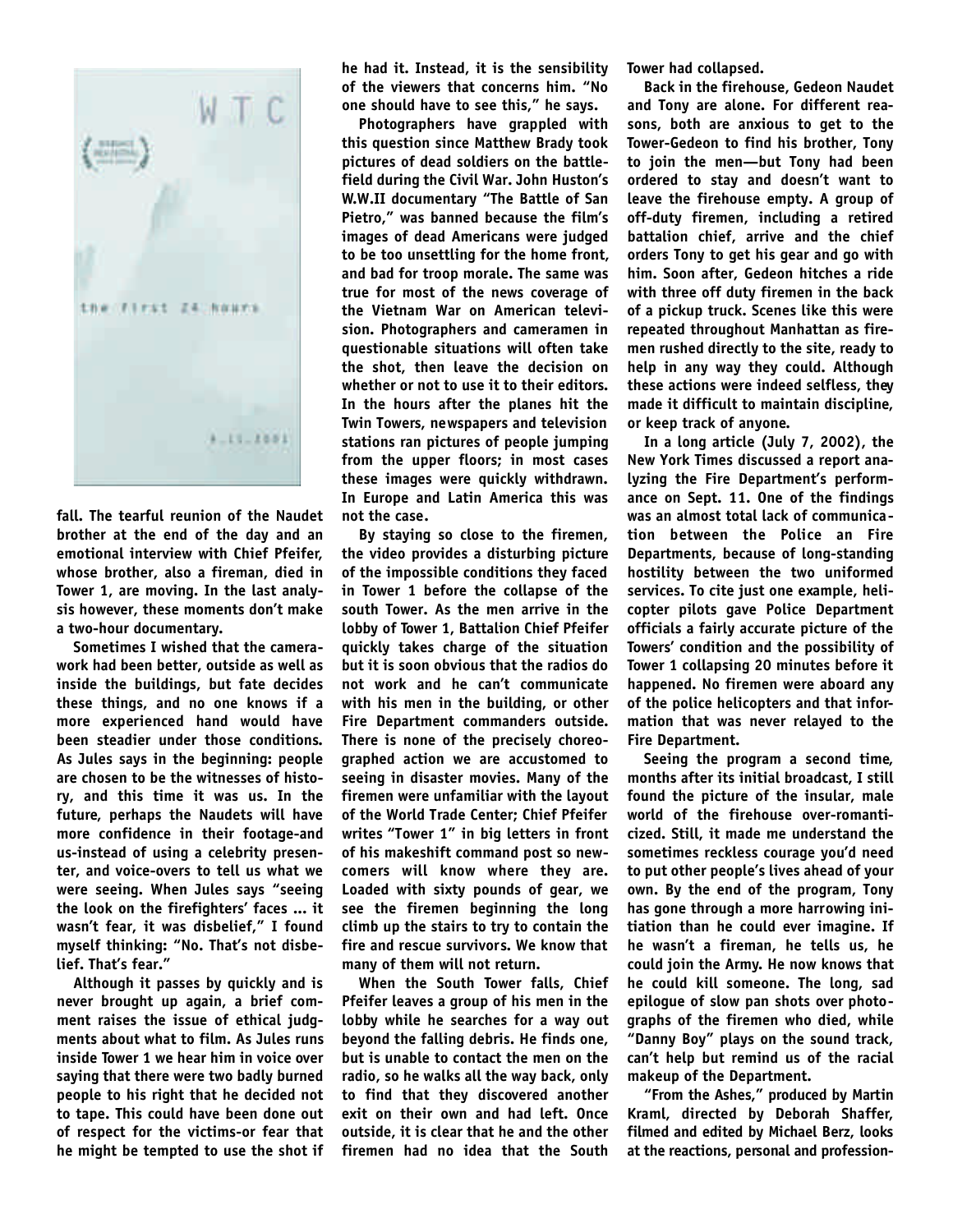fall. The tearful reunion of the Naudet brother at the end of the day and an emotional interview with Chief Pfeifer, whose brother, also a fireman, died in Tower 1, are moving. In the last analysis however, these moments don't make a two-hour documentary.

Sometimes I wished that the camerawork had been better, outside as well as inside the buildings, but fate decides these things, and no one knows if a more experienced hand would have been steadier under those conditions. As Jules says in the beginning: people are chosen to be the witnesses of history, and this time it was us. In the future, perhaps the Naudets will have more confidence in their footage-and us-instead of using a celebrity presenter, and voice-overs to tell us what we were seeing. When Jules says "seeing the look on the firefighters' faces ... it wasn't fear, it was disbelief," I found myself thinking: "No. That's not disbelief. That's fear."

Although it passes by quickly and is never brought up again, a brief comment raises the issue of ethical judgments about what to film. As Jules runs inside Tower 1 we hear him in voice over saying that there were two badly burned people to his right that he decided not to tape. This could have been done out of respect for the victims-or fear that he might be tempted to use the shot if he had it. Instead, it is the sensibility of the viewers that concerns him. "No one should have to see this," he says.

Photographers have grappled with this question since Matthew Brady took pictures of dead soldiers on the battlefield during the Civil War. John Huston's W.W.II documentary "The Battle of San Pietro," was banned because the film's images of dead Americans were judged to be too unsettling for the home front, and bad for troop morale. The same was true for most of the news coverage of the Vietnam War on American television. Photographers and cameramen in questionable situations will often take the shot, then leave the decision on whether or not to use it to their editors. In the hours after the planes hit the Twin Towers, newspapers and television stations ran pictures of people jumping from the upper floors; in most cases these images were quickly withdrawn. In Europe and Latin America this was not the case.

By staying so close to the firemen, the video provides a disturbing picture of the impossible conditions they faced in Tower 1 before the collapse of the south Tower. As the men arrive in the lobby of Tower 1, Battalion Chief Pfeifer quickly takes charge of the situation but it is soon obvious that the radios do not work and he can't communicate with his men in the building, or other Fire Department commanders outside. There is none of the precisely choreographed action we are accustomed to seeing in disaster movies. Many of the firemen were unfamiliar with the layout of the World Trade Center; Chief Pfeifer writes "Tower 1" in big letters in front of his makeshift command post so newcomers will know where they are. Loaded with sixty pounds of gear, we see the firemen beginning the long climb up the stairs to try to contain the fire and rescue survivors. We know that many of them will not return.

When the South Tower falls, Chief Pfeifer leaves a group of his men in the lobby while he searches for a way out beyond the falling debris. He finds one, but is unable to contact the men on the radio, so he walks all the way back, only to find that they discovered another exit on their own and had left. Once outside, it is clear that he and the other firemen had no idea that the South Tower had collapsed.

Back in the firehouse, Gedeon Naudet and Tony are alone. For different reasons, both are anxious to get to the Tower-Gedeon to find his brother, Tony to join the men—but Tony had been ordered to stay and doesn't want to leave the firehouse empty. A group of off-duty firemen, including a retired battalion chief, arrive and the chief orders Tony to get his gear and go with him. Soon after, Gedeon hitches a ride with three off duty firemen in the back of a pickup truck. Scenes like this were repeated throughout Manhattan as firemen rushed directly to the site, ready to help in any way they could. Although these actions were indeed selfless, they made it difficult to maintain discipline, or keep track of anyone.

In a long article (July 7, 2002), the New York Times discussed a report analyzing the Fire Department's performance on Sept. 11. One of the findings was an almost total lack of communication between the Police an Fire Departments, because of long-standing hostility between the two uniformed services. To cite just one example, helicopter pilots gave Police Department officials a fairly accurate picture of the Towers' condition and the possibility of Tower 1 collapsing 20 minutes before it happened. No firemen were aboard any of the police helicopters and that information that was never relayed to the Fire Department.

Seeing the program a second time, months after its initial broadcast, I still found the picture of the insular, male world of the firehouse over-romanticized. Still, it made me understand the sometimes reckless courage you'd need to put other people's lives ahead of your own. By the end of the program, Tony has gone through a more harrowing initiation than he could ever imagine. If he wasn't a fireman, he tells us, he could join the Army. He now knows that he could kill someone. The long, sad epilogue of slow pan shots over photographs of the firemen who died, while "Danny Boy" plays on the sound track, can't help but remind us of the racial makeup of the Department.

"From the Ashes," produced by Martin Kraml, directed by Deborah Shaffer, filmed and edited by Michael Berz, looks at the reactions, personal and profession-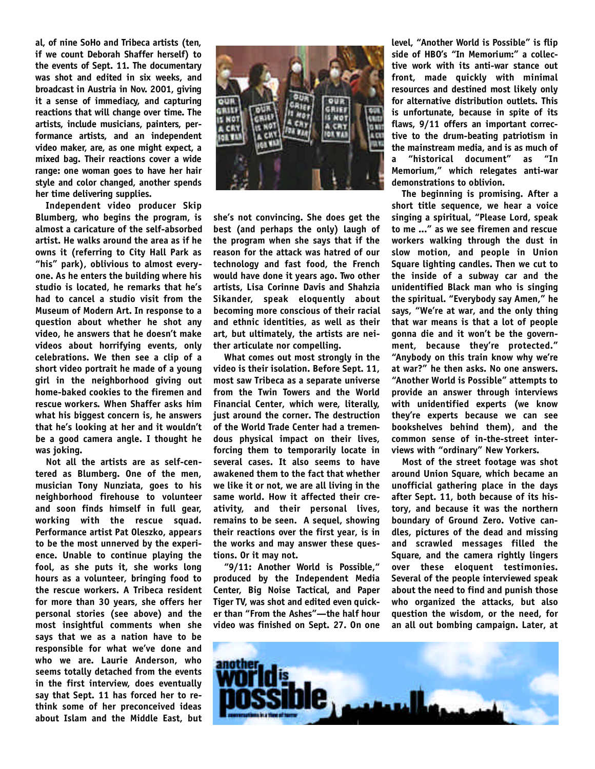al, of nine SoHo and Tribeca artists (ten, if we count Deborah Shaffer herself) to the events of Sept. 11. The documentary was shot and edited in six weeks, and broadcast in Austria in Nov. 2001, giving it a sense of immediacy, and capturing reactions that will change over time. The artists, include musicians, painters, performance artists, and an independent video maker, are, as one might expect, a mixed bag. Their reactions cover a wide range: one woman goes to have her hair style and color changed, another spends her time delivering supplies.

Independent video producer Skip Blumberg, who begins the program, is almost a caricature of the self-absorbed artist. He walks around the area as if he owns it (referring to City Hall Park as "his" park), oblivious to almost everyone. As he enters the building where his studio is located, he remarks that he's had to cancel a studio visit from the Museum of Modern Art. In response to a question about whether he shot any video, he answers that he doesn't make videos about horrifying events, only celebrations. We then see a clip of a short video portrait he made of a young girl in the neighborhood giving out home-baked cookies to the firemen and rescue workers. When Shaffer asks him what his biggest concern is, he answers that he's looking at her and it wouldn't be a good camera angle. I thought he was joking.

Not all the artists are as self-centered as Blumberg. One of the men, musician Tony Nunziata, goes to his neighborhood firehouse to volunteer and soon finds himself in full gear, working with the rescue squad. Performance artist Pat Oleszko, appears to be the most unnerved by the experience. Unable to continue playing the fool, as she puts it, she works long hours as a volunteer, bringing food to the rescue workers. A Tribeca resident for more than 30 years, she offers her personal stories (see above) and the most insightful comments when she says that we as a nation have to be responsible for what we've done and who we are. Laurie Anderson, who seems totally detached from the events in the first interview, does eventually say that Sept. 11 has forced her to rethink some of her preconceived ideas about Islam and the Middle East, but she's not convincing. She does get the best (and perhaps the only) laugh of the program when she says that if the reason for the attack was hatred of our technology and fast food, the French would have done it years ago. Two other artists, Lisa Corinne Davis and Shahzia Sikander, speak eloquently about becoming more conscious of their racial and ethnic identities, as well as their art, but ultimately, the artists are neither articulate nor compelling.

What comes out most strongly in the video is their isolation. Before Sept. 11, most saw Tribeca as a separate universe from the Twin Towers and the World Financial Center, which were, literally, just around the corner. The destruction of the World Trade Center had a tremendous physical impact on their lives, forcing them to temporarily locate in several cases. It also seems to have awakened them to the fact that whether we like it or not, we are all living in the same world. How it affected their creativity, and their personal lives, remains to be seen. A sequel, showing their reactions over the first year, is in the works and may answer these questions. Or it may not.

"9/11: Another World is Possible," produced by the Independent Media Center, Big Noise Tactical, and Paper Tiger TV, was shot and edited even quicker than "From the Ashes"—the half hour video was finished on Sept. 27. On one level, "Another World is Possible" is flip side of HBO's "In Memorium:" a collective work with its anti-war stance out front, made quickly with minimal resources and destined most likely only for alternative distribution outlets. This is unfortunate, because in spite of its flaws, 9/11 offers an important corrective to the drum-beating patriotism in the mainstream media, and is as much of a "historical document" as "In Memorium," which relegates anti-war demonstrations to oblivion.

The beginning is promising. After a short title sequence, we hear a voice singing a spiritual, "Please Lord, speak to me ..." as we see firemen and rescue workers walking through the dust in slow motion, and people in Union Square lighting candles. Then we cut to the inside of a subway car and the unidentified Black man who is singing the spiritual. "Everybody say Amen," he says, "We're at war, and the only thing that war means is that a lot of people gonna die and it won't be the government, because they're protected." "Anybody on this train know why we're at war?" he then asks. No one answers. "Another World is Possible" attempts to provide an answer through interviews with unidentified experts (we know they're experts because we can see bookshelves behind them), and the common sense of in-the-street interviews with "ordinary" New Yorkers.

Most of the street footage was shot around Union Square, which became an unofficial gathering place in the days after Sept. 11, both because of its history, and because it was the northern boundary of Ground Zero. Votive candles, pictures of the dead and missing and scrawled messages filled the Square, and the camera rightly lingers over these eloquent testimonies. Several of the people interviewed speak about the need to find and punish those who organized the attacks, but also question the wisdom, or the need, for an all out bombing campaign. Later, at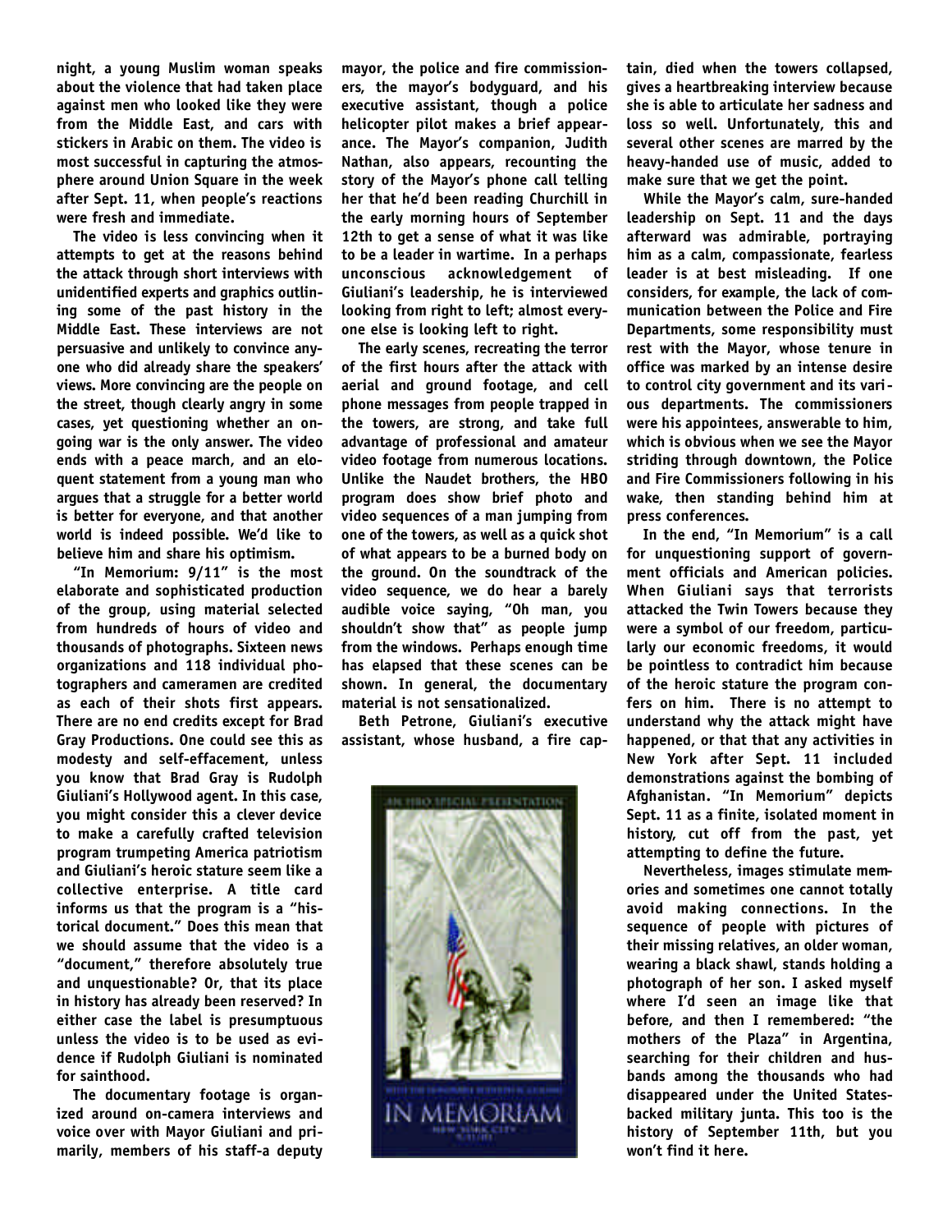night, a young Muslim woman speaks about the violence that had taken place against men who looked like they were from the Middle East, and cars with stickers in Arabic on them. The video is most successful in capturing the atmosphere around Union Square in the week after Sept. 11, when people's reactions were fresh and immediate.

The video is less convincing when it attempts to get at the reasons behind the attack through short interviews with unidentified experts and graphics outlining some of the past history in the Middle East. These interviews are not persuasive and unlikely to convince anyone who did already share the speakers' views. More convincing are the people on the street, though clearly angry in some cases, yet questioning whether an ongoing war is the only answer. The video ends with a peace march, and an eloquent statement from a young man who argues that a struggle for a better world is better for everyone, and that another world is indeed possible. We'd like to believe him and share his optimism.

"In Memorium: 9/11" is the most elaborate and sophisticated production of the group, using material selected from hundreds of hours of video and thousands of photographs. Sixteen news organizations and 118 individual photographers and cameramen are credited as each of their shots first appears. There are no end credits except for Brad Gray Productions. One could see this as modesty and self-effacement, unless you know that Brad Gray is Rudolph Giuliani's Hollywood agent. In this case, you might consider this a clever device to make a carefully crafted television program trumpeting America patriotism and Giuliani's heroic stature seem like a collective enterprise. A title card informs us that the program is a "historical document." Does this mean that we should assume that the video is a "document," therefore absolutely true and unquestionable? Or, that its place in history has already been reserved? In either case the label is presumptuous unless the video is to be used as evidence if Rudolph Giuliani is nominated for sainthood.

The documentary footage is organized around on-camera interviews and voice over with Mayor Giuliani and primarily, members of his staff-a deputy mayor, the police and fire commissioners, the mayor's bodyguard, and his executive assistant, though a police helicopter pilot makes a brief appearance. The Mayor's companion, Judith Nathan, also appears, recounting the story of the Mayor's phone call telling her that he'd been reading Churchill in the early morning hours of September 12th to get a sense of what it was like to be a leader in wartime. In a perhaps unconscious acknowledgement of Giuliani's leadership, he is interviewed looking from right to left; almost everyone else is looking left to right.

The early scenes, recreating the terror of the first hours after the attack with aerial and ground footage, and cell phone messages from people trapped in the towers, are strong, and take full advantage of professional and amateur video footage from numerous locations. Unlike the Naudet brothers, the HBO program does show brief photo and video sequences of a man jumping from one of the towers, as well as a quick shot of what appears to be a burned body on the ground. On the soundtrack of the video sequence, we do hear a barely audible voice saying, "Oh man, you shouldn't show that" as people jump from the windows. Perhaps enough time has elapsed that these scenes can be shown. In general, the documentary material is not sensationalized.

Beth Petrone, Giuliani's executive assistant, whose husband, a fire captain, died when the towers collapsed, gives a heartbreaking interview because she is able to articulate her sadness and loss so well. Unfortunately, this and several other scenes are marred by the heavy-handed use of music, added to make sure that we get the point.

While the Mayor's calm, sure-handed leadership on Sept. 11 and the days afterward was admirable, portraying him as a calm, compassionate, fearless leader is at best misleading. If one considers, for example, the lack of communication between the Police and Fire Departments, some responsibility must rest with the Mayor, whose tenure in office was marked by an intense desire to control city government and its various departments. The commissioners were his appointees, answerable to him, which is obvious when we see the Mayor striding through downtown, the Police and Fire Commissioners following in his wake, then standing behind him at press conferences.

In the end, "In Memorium" is a call for unquestioning support of government officials and American policies. When Giuliani says that terrorists attacked the Twin Towers because they were a symbol of our freedom, particularly our economic freedoms, it would be pointless to contradict him because of the heroic stature the program confers on him. There is no attempt to understand why the attack might have happened, or that that any activities in New York after Sept. 11 included demonstrations against the bombing of Afghanistan. "In Memorium" depicts Sept. 11 as a finite, isolated moment in history, cut off from the past, yet attempting to define the future.

Nevertheless, images stimulate memories and sometimes one cannot totally avoid making connections. In the sequence of people with pictures of their missing relatives, an older woman, wearing a black shawl, stands holding a photograph of her son. I asked myself where I'd seen an image like that before, and then I remembered: "the mothers of the Plaza" in Argentina, searching for their children and husbands among the thousands who had disappeared under the United States-backed military junta. This too is the history of September 11th, but you won't find it here.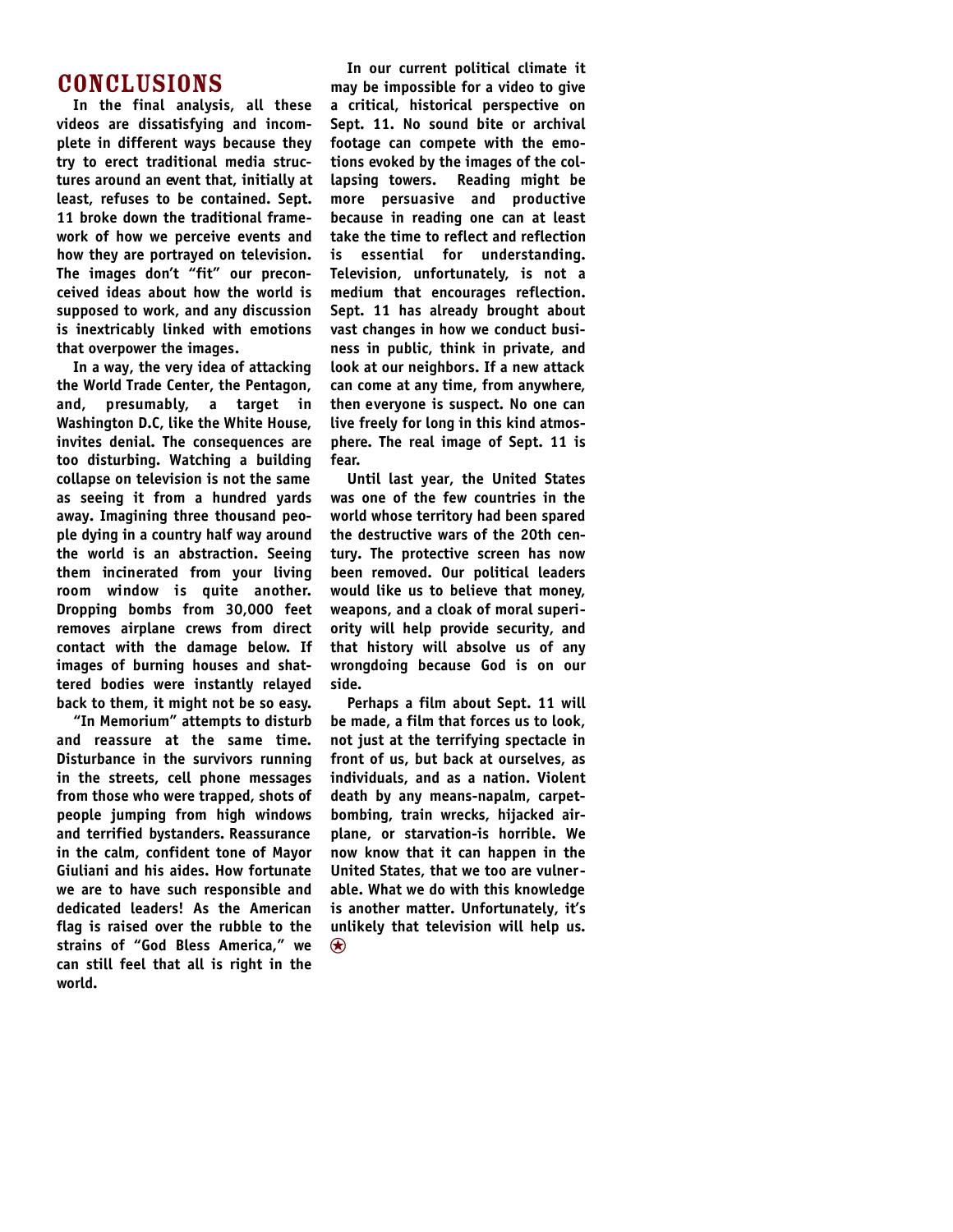## CONCLUSIONS

**In the final analysis, all these videos are dissatisfying and incomplete in different ways because they try to erect traditional media structures around an event that, initially at least, refuses to be contained. Sept. 11 broke down the traditional framework of how we perceive events and how they are portrayed on television. The images don't "fit" our preconceived ideas about how the world is supposed to work, and any discussion is inextricably linked with emotions that overpower the images.**

**In a way, the very idea of attacking the World Trade Center, the Pentagon, and, presumably, a target in Washington D.C, like the White House, invites denial. The consequences are too disturbing. Watching a building collapse on television is not the same as seeing it from a hundred yards away. Imagining three thousand people dying in a country half way around the world is an abstraction. Seeing them incinerated from your living room window is quite another. Dropping bombs from 30,000 feet removes airplane crews from direct contact with the damage below. If images of burning houses and shattered bodies were instantly relayed back to them, it might not be so easy.**

**"In Memorium" attempts to disturb and reassure at the same time. Disturbance in the survivors running in the streets, cell phone messages from those who were trapped, shots of people jumping from high windows and terrified bystanders. Reassurance in the calm, confident tone of Mayor Giuliani and his aides. How fortunate we are to have such responsible and dedicated leaders! As the American flag is raised over the rubble to the strains of "God Bless America," we can still feel that all is right in the world.**

**In our current political climate it may be impossible for a video to give a critical, historical perspective on Sept. 11. No sound bite or archival footage can compete with the emotions evoked by the images of the collapsing towers. Reading might be more persuasive and productive because in reading one can at least take the time to reflect and reflection is essential for understanding. Television, unfortunately, is not a medium that encourages reflection. Sept. 11 has already brought about vast changes in how we conduct business in public, think in private, and look at our neighbors. If a new attack can come at any time, from anywhere, then everyone is suspect. No one can live freely for long in this kind atmosphere. The real image of Sept. 11 is fear.**

**Until last year, the United States was one of the few countries in the world whose territory had been spared the destructive wars of the 20th century. The protective screen has now been removed. Our political leaders would like us to believe that money, weapons, and a cloak of moral superiority will help provide security, and that history will absolve us of any wrongdoing because God is on our side.**

**Perhaps a film about Sept. 11 will be made, a film that forces us to look, not just at the terrifying spectacle in front of us, but back at ourselves, as individuals, and as a nation. Violent death by any means-napalm, carpet-bombing, train wrecks, hijacked airplane, or starvation-is horrible. We now know that it can happen in the United States, that we too are vulnerable. What we do with this knowledge is another matter. Unfortunately, it's unlikely that television will help us.**